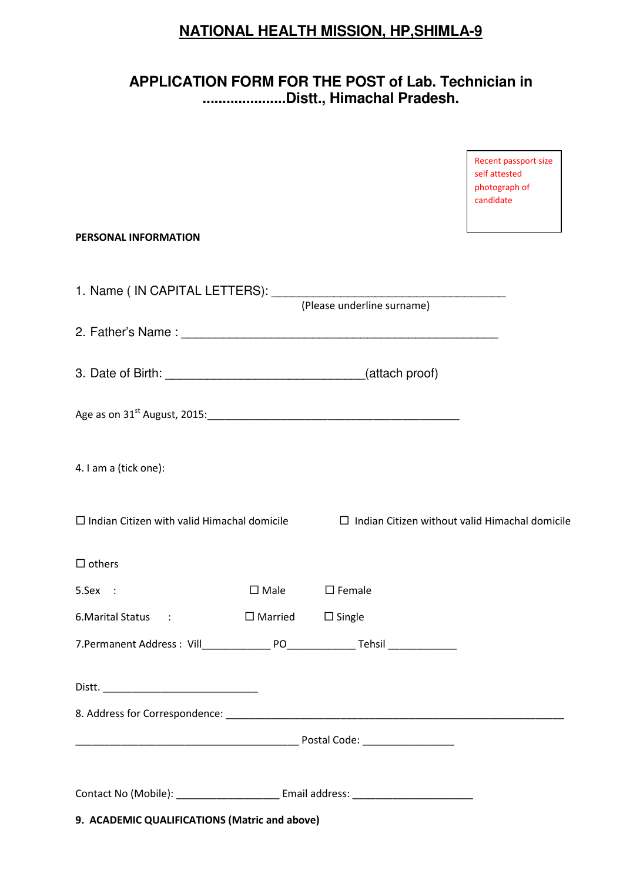# NATIONAL HEALTH MISSION, HP,SHIMLA-9

## APPLICATION FORM FOR THE POST of Lab. Technician in .....................Distt., Himachal Pradesh.

Recent passport size self attested photograph of candidate

**PERSONAL INFORMATION**

1. Name ( IN CAPITAL LETTERS): ____________________________________
   (Please underline surname)

2. Father's Name : _________________________________________________

3. Date of Birth: ______________________________(attach proof)

Age as on 31st August, 2015:_______________________________________

4. I am a (tick one):

☐ Indian Citizen with valid Himachal domicile ☐ Indian Citizen without valid Himachal domicile

☐ others

5.Sex : ☐ Male ☐ Female

6.Marital Status : ☐ Married ☐ Single

7.Permanent Address : Vill___________ PO___________ Tehsil ___________

Distt. ___________________________

8. Address for Correspondence: _________________________________________________________

_______________________________________ Postal Code: ________________

Contact No (Mobile): __________________ Email address: _____________________

**9. ACADEMIC QUALIFICATIONS (Matric and above)**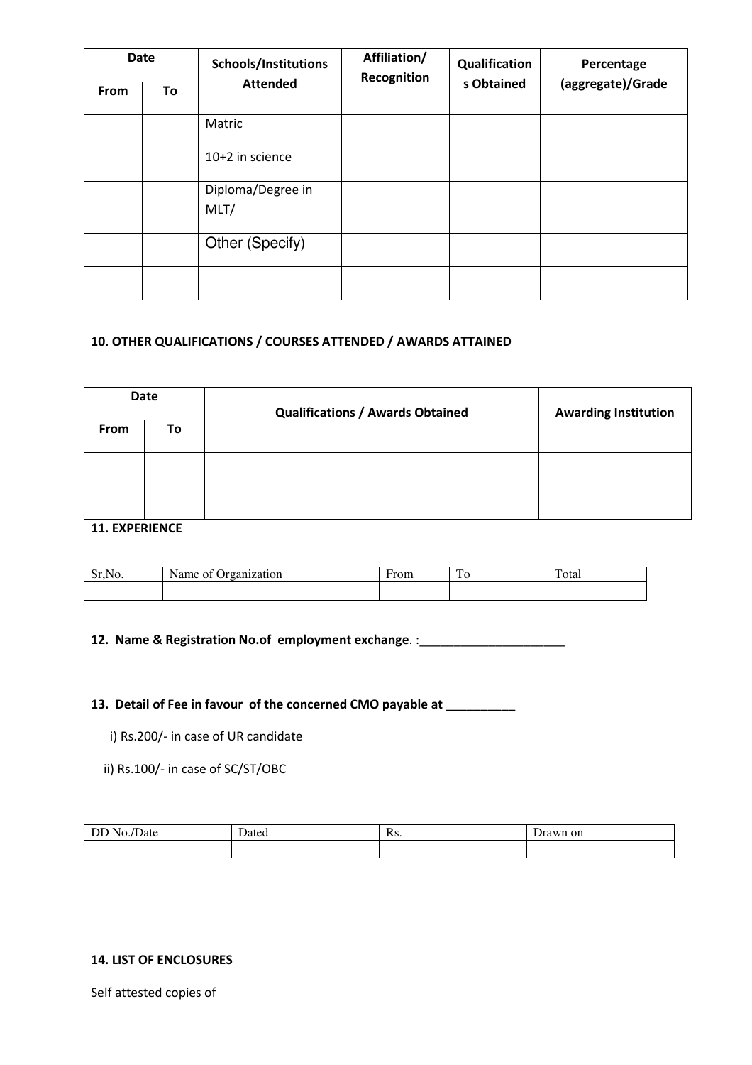| Date | | Schools/Institutions Attended | Affiliation/ Recognition | Qualifications Obtained | Percentage (aggregate)/Grade |
|---|---|---|---|---|---|
| From | To | | | | |
| | | Matric | | | |
| | | 10+2 in science | | | |
| | | Diploma/Degree in MLT/ | | | |
| | | Other (Specify) | | | |
| | | | | | |

**10. OTHER QUALIFICATIONS / COURSES ATTENDED / AWARDS ATTAINED**

| Date | | Qualifications / Awards Obtained | Awarding Institution |
|---|---|---|---|
| From | To | | |
| | | | |
| | | | |

**11. EXPERIENCE**

| Sr,No. | Name of Organization | From | To | Total |
|---|---|---|---|---|
| | | | | |

**12. Name & Registration No.of employment exchange**. :______________________

**13. Detail of Fee in favour of the concerned CMO payable at __________**

i) Rs.200/- in case of UR candidate

ii) Rs.100/- in case of SC/ST/OBC

| DD No./Date | Dated | Rs. | Drawn on |
|---|---|---|---|
| | | | |

**14. LIST OF ENCLOSURES**

Self attested copies of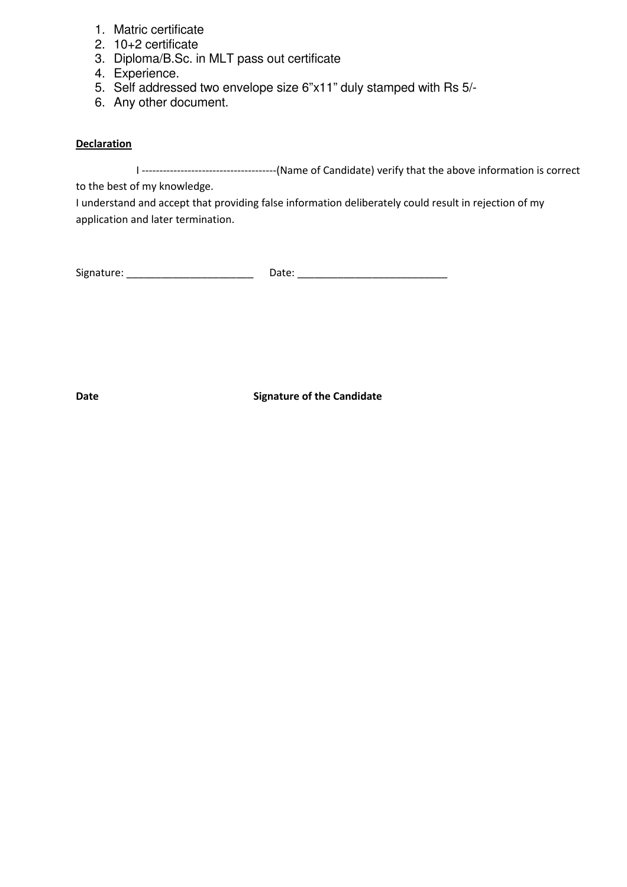1. Matric certificate
2. 10+2 certificate
3. Diploma/B.Sc. in MLT pass out certificate
4. Experience.
5. Self addressed two envelope size 6"x11" duly stamped with Rs 5/-
6. Any other document.

**Declaration**

I --------------------------------------(Name of Candidate) verify that the above information is correct to the best of my knowledge.

I understand and accept that providing false information deliberately could result in rejection of my application and later termination.

Signature: _______________________ Date: ___________________________

**Date** **Signature of the Candidate**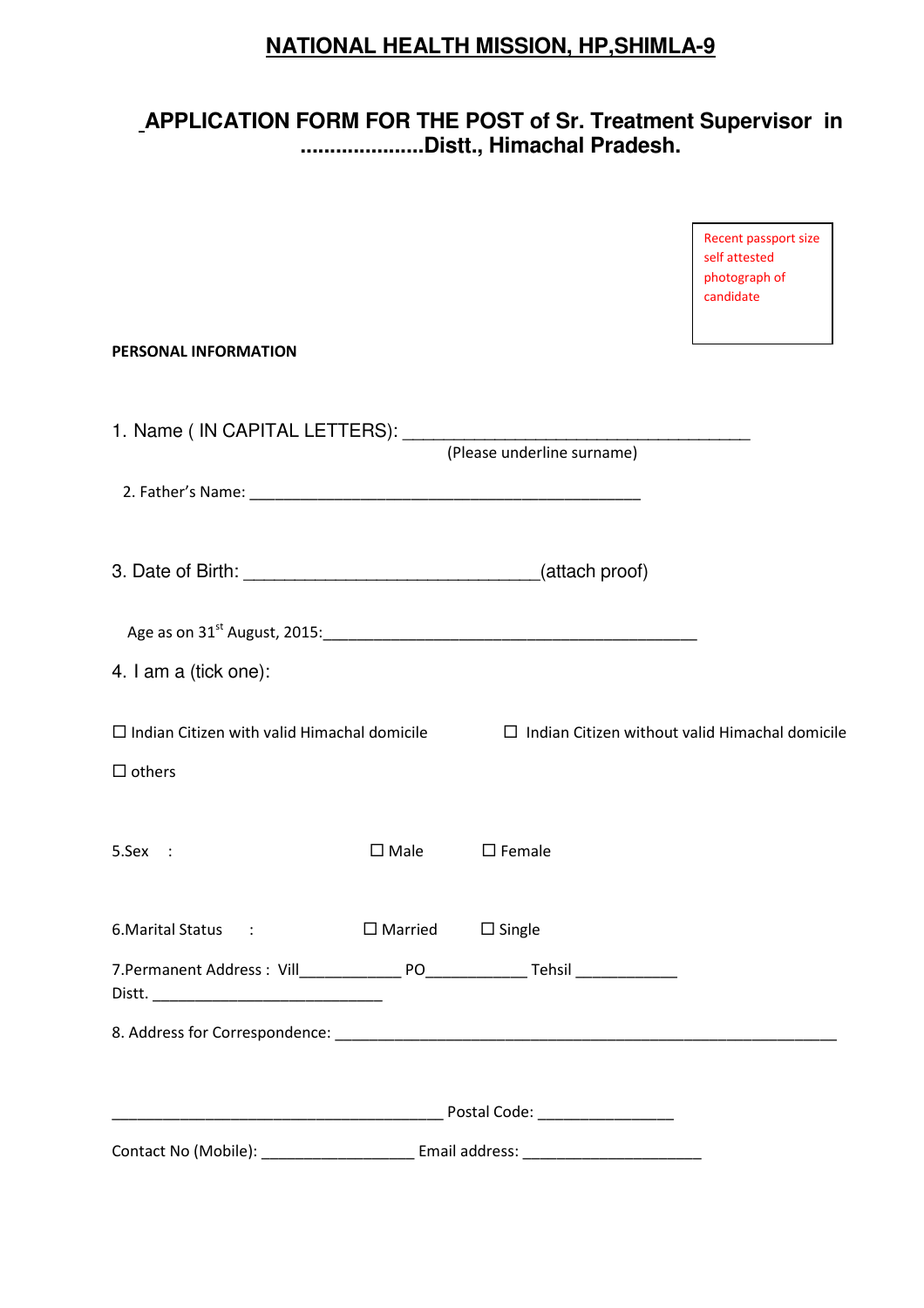# NATIONAL HEALTH MISSION, HP,SHIMLA-9

## APPLICATION FORM FOR THE POST of Sr. Treatment Supervisor in .....................Distt., Himachal Pradesh.

Recent passport size self attested photograph of candidate

**PERSONAL INFORMATION**

1. Name ( IN CAPITAL LETTERS): ____________________________________
(Please underline surname)

2. Father's Name: _______________________________________________

3. Date of Birth: ______________________________(attach proof)

Age as on 31st August, 2015:_____________________________________________

4. I am a (tick one):

☐ Indian Citizen with valid Himachal domicile ☐ Indian Citizen without valid Himachal domicile

☐ others

5.Sex : ☐ Male ☐ Female

6.Marital Status : ☐ Married ☐ Single

7.Permanent Address : Vill____________ PO____________ Tehsil ____________ Distt. ___________________________

8. Address for Correspondence: ___________________________________________________________

________________________________________ Postal Code: ________________

Contact No (Mobile): __________________ Email address: _____________________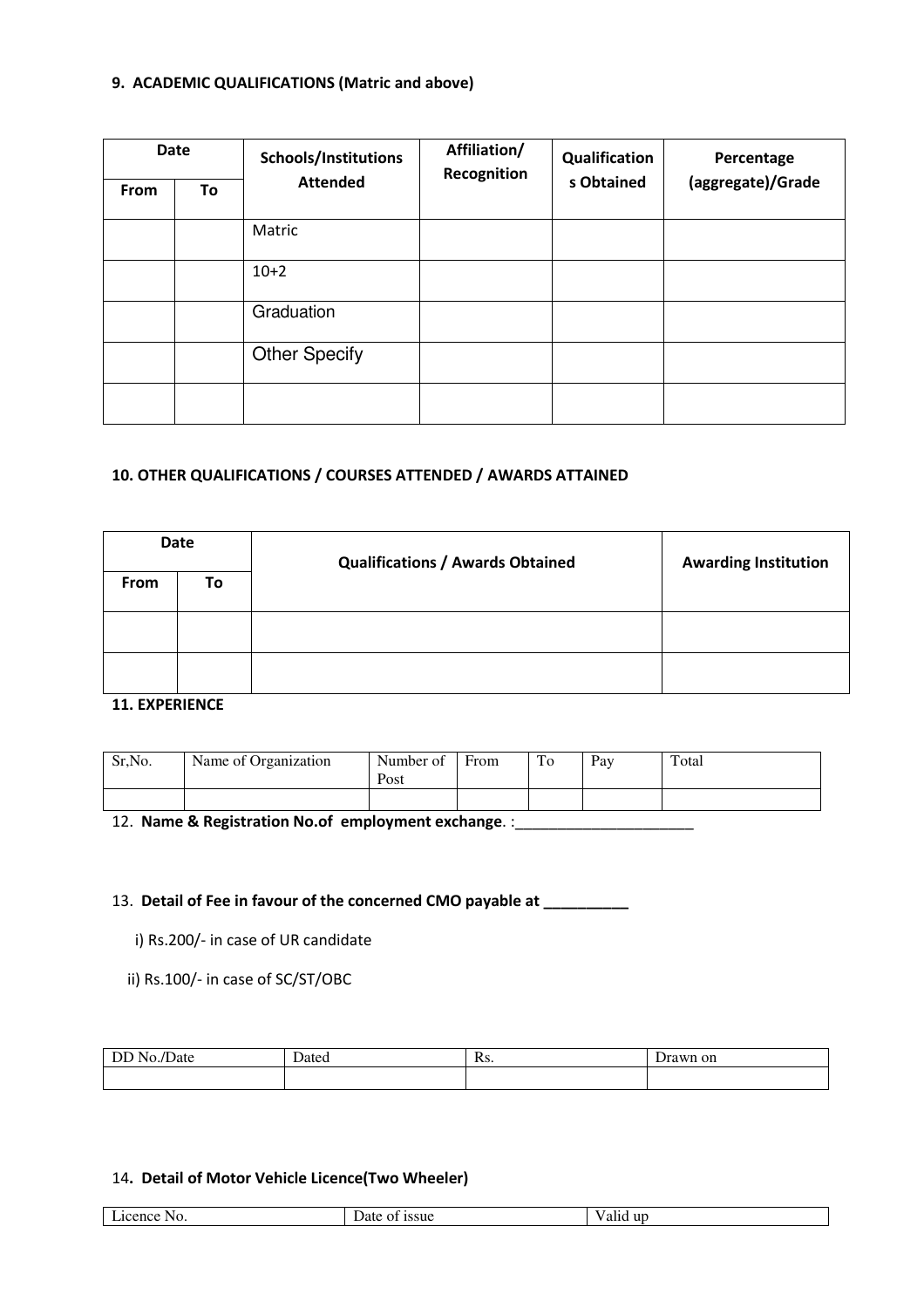### 9. ACADEMIC QUALIFICATIONS (Matric and above)

| Date | | Schools/Institutions Attended | Affiliation/ Recognition | Qualifications Obtained | Percentage (aggregate)/Grade |
|---|---|---|---|---|---|
| From | To | | | | |
| | | Matric | | | |
| | | 10+2 | | | |
| | | Graduation | | | |
| | | Other Specify | | | |
| | | | | | |

### 10. OTHER QUALIFICATIONS / COURSES ATTENDED / AWARDS ATTAINED

| Date | | Qualifications / Awards Obtained | Awarding Institution |
|---|---|---|---|
| From | To | | |
| | | | |
| | | | |

### 11. EXPERIENCE

| Sr,No. | Name of Organization | Number of Post | From | To | Pay | Total |
|---|---|---|---|---|---|---|
| | | | | | | |

12. **Name & Registration No.of employment exchange**. :______________________

13. **Detail of Fee in favour of the concerned CMO payable at __________**

i) Rs.200/- in case of UR candidate

ii) Rs.100/- in case of SC/ST/OBC

| DD No./Date | Dated | Rs. | Drawn on |
|---|---|---|---|
| | | | |

14**. Detail of Motor Vehicle Licence(Two Wheeler)**

| Licence No. | Date of issue | Valid up |
|---|---|---|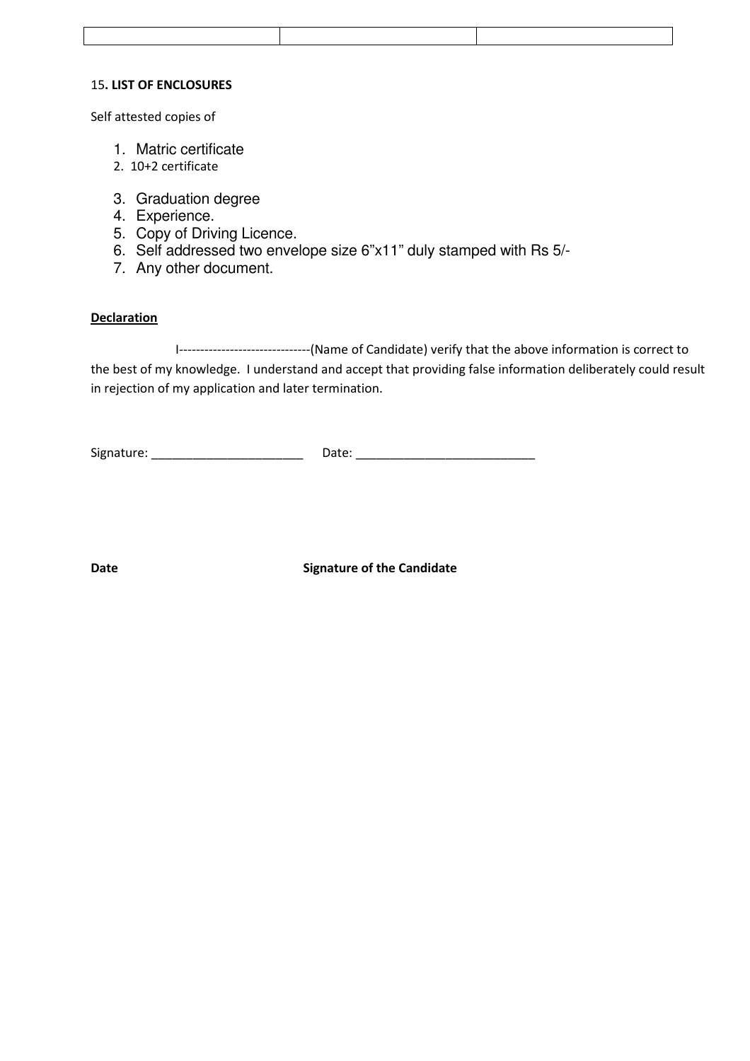| | | |
|---|---|---|
| | | |

15**. LIST OF ENCLOSURES**

Self attested copies of

1. Matric certificate
2. 10+2 certificate
3. Graduation degree
4. Experience.
5. Copy of Driving Licence.
6. Self addressed two envelope size 6"x11" duly stamped with Rs 5/-
7. Any other document.

**Declaration**

I-------------------------------(Name of Candidate) verify that the above information is correct to the best of my knowledge. I understand and accept that providing false information deliberately could result in rejection of my application and later termination.

Signature: ______________________ Date: __________________________

**Date** **Signature of the Candidate**